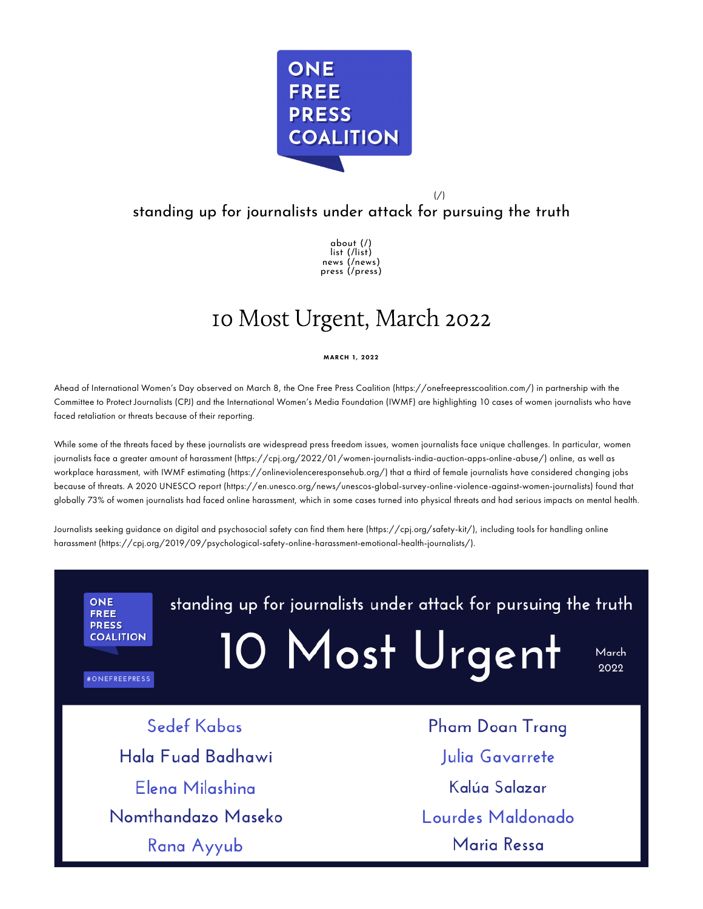ONE FREE PRESS COALITION

(/)

standing up for journalists under attack for pursuing the truth

about (/)
list (/list)
news (/news)
press (/press)

# 10 Most Urgent, March 2022

**MARCH 1, 2022**

Ahead of International Women's Day observed on March 8, the One Free Press Coalition (https://onefreepresscoalition.com/) in partnership with the Committee to Protect Journalists (CPJ) and the International Women's Media Foundation (IWMF) are highlighting 10 cases of women journalists who have faced retaliation or threats because of their reporting.

While some of the threats faced by these journalists are widespread press freedom issues, women journalists face unique challenges. In particular, women journalists face a greater amount of harassment (https://cpj.org/2022/01/women-journalists-india-auction-apps-online-abuse/) online, as well as workplace harassment, with IWMF estimating (https://onlineviolenceresponsehub.org/) that a third of female journalists have considered changing jobs because of threats. A 2020 UNESCO report (https://en.unesco.org/news/unescos-global-survey-online-violence-against-women-journalists) found that globally 73% of women journalists had faced online harassment, which in some cases turned into physical threats and had serious impacts on mental health.

Journalists seeking guidance on digital and psychosocial safety can find them here (https://cpj.org/safety-kit/), including tools for handling online harassment (https://cpj.org/2019/09/psychological-safety-online-harassment-emotional-health-journalists/).

ONE FREE PRESS COALITION

#ONEFREEPRESS

standing up for journalists under attack for pursuing the truth

## 10 Most Urgent

March 2022

- Sedef Kabas
- Hala Fuad Badhawi
- Elena Milashina
- Nomthandazo Maseko
- Rana Ayyub
- Pham Doan Trang
- Julia Gavarrete
- Kalúa Salazar
- Lourdes Maldonado
- Maria Ressa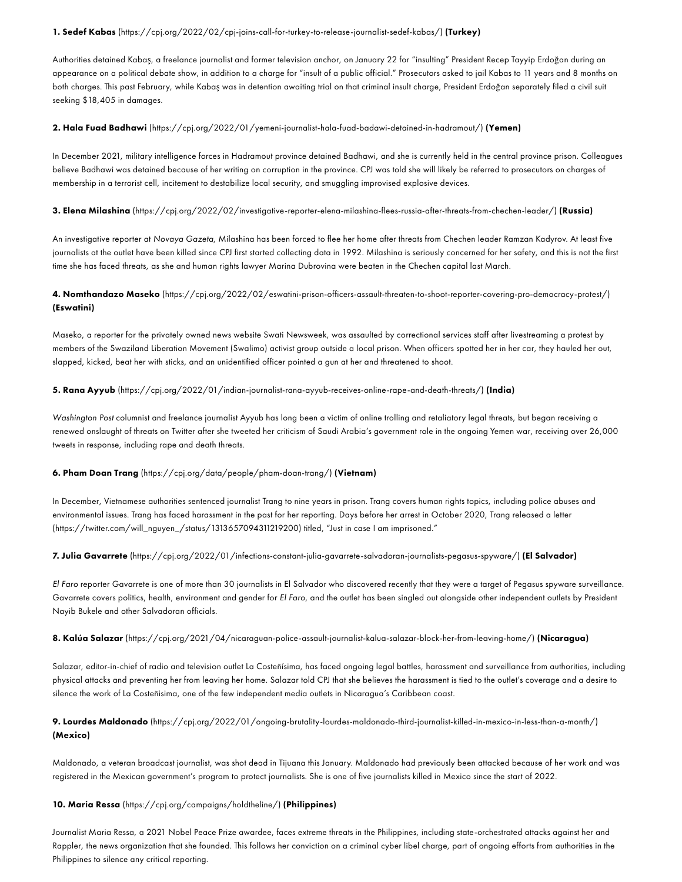**1. Sedef Kabas** (https://cpj.org/2022/02/cpj-joins-call-for-turkey-to-release-journalist-sedef-kabas/) **(Turkey)**

Authorities detained Kabaş, a freelance journalist and former television anchor, on January 22 for "insulting" President Recep Tayyip Erdoğan during an appearance on a political debate show, in addition to a charge for "insult of a public official." Prosecutors asked to jail Kabas to 11 years and 8 months on both charges. This past February, while Kabaş was in detention awaiting trial on that criminal insult charge, President Erdoğan separately filed a civil suit seeking $18,405 in damages.

**2. Hala Fuad Badhawi** (https://cpj.org/2022/01/yemeni-journalist-hala-fuad-badawi-detained-in-hadramout/) **(Yemen)**

In December 2021, military intelligence forces in Hadramout province detained Badhawi, and she is currently held in the central province prison. Colleagues believe Badhawi was detained because of her writing on corruption in the province. CPJ was told she will likely be referred to prosecutors on charges of membership in a terrorist cell, incitement to destabilize local security, and smuggling improvised explosive devices.

**3. Elena Milashina** (https://cpj.org/2022/02/investigative-reporter-elena-milashina-flees-russia-after-threats-from-chechen-leader/) **(Russia)**

An investigative reporter at *Novaya Gazeta,* Milashina has been forced to flee her home after threats from Chechen leader Ramzan Kadyrov. At least five journalists at the outlet have been killed since CPJ first started collecting data in 1992. Milashina is seriously concerned for her safety, and this is not the first time she has faced threats, as she and human rights lawyer Marina Dubrovina were beaten in the Chechen capital last March.

**4. Nomthandazo Maseko** (https://cpj.org/2022/02/eswatini-prison-officers-assault-threaten-to-shoot-reporter-covering-pro-democracy-protest/) **(Eswatini)**

Maseko, a reporter for the privately owned news website Swati Newsweek, was assaulted by correctional services staff after livestreaming a protest by members of the Swaziland Liberation Movement (Swalimo) activist group outside a local prison. When officers spotted her in her car, they hauled her out, slapped, kicked, beat her with sticks, and an unidentified officer pointed a gun at her and threatened to shoot.

**5. Rana Ayyub** (https://cpj.org/2022/01/indian-journalist-rana-ayyub-receives-online-rape-and-death-threats/) **(India)**

*Washington Post* columnist and freelance journalist Ayyub has long been a victim of online trolling and retaliatory legal threats, but began receiving a renewed onslaught of threats on Twitter after she tweeted her criticism of Saudi Arabia's government role in the ongoing Yemen war, receiving over 26,000 tweets in response, including rape and death threats.

**6. Pham Doan Trang** (https://cpj.org/data/people/pham-doan-trang/) **(Vietnam)**

In December, Vietnamese authorities sentenced journalist Trang to nine years in prison. Trang covers human rights topics, including police abuses and environmental issues. Trang has faced harassment in the past for her reporting. Days before her arrest in October 2020, Trang released a letter (https://twitter.com/will_nguyen_/status/1313657094311219200) titled, "Just in case I am imprisoned."

**7. Julia Gavarrete** (https://cpj.org/2022/01/infections-constant-julia-gavarrete-salvadoran-journalists-pegasus-spyware/) **(El Salvador)**

*El Faro* reporter Gavarrete is one of more than 30 journalists in El Salvador who discovered recently that they were a target of Pegasus spyware surveillance. Gavarrete covers politics, health, environment and gender for *El Faro*, and the outlet has been singled out alongside other independent outlets by President Nayib Bukele and other Salvadoran officials.

**8. Kalúa Salazar** (https://cpj.org/2021/04/nicaraguan-police-assault-journalist-kalua-salazar-block-her-from-leaving-home/) **(Nicaragua)**

Salazar, editor-in-chief of radio and television outlet La Costeñísima, has faced ongoing legal battles, harassment and surveillance from authorities, including physical attacks and preventing her from leaving her home. Salazar told CPJ that she believes the harassment is tied to the outlet's coverage and a desire to silence the work of La Costeñisima, one of the few independent media outlets in Nicaragua's Caribbean coast.

**9. Lourdes Maldonado** (https://cpj.org/2022/01/ongoing-brutality-lourdes-maldonado-third-journalist-killed-in-mexico-in-less-than-a-month/) **(Mexico)**

Maldonado, a veteran broadcast journalist, was shot dead in Tijuana this January. Maldonado had previously been attacked because of her work and was registered in the Mexican government's program to protect journalists. She is one of five journalists killed in Mexico since the start of 2022.

**10. Maria Ressa** (https://cpj.org/campaigns/holdtheline/) **(Philippines)**

Journalist Maria Ressa, a 2021 Nobel Peace Prize awardee, faces extreme threats in the Philippines, including state-orchestrated attacks against her and Rappler, the news organization that she founded. This follows her conviction on a criminal cyber libel charge, part of ongoing efforts from authorities in the Philippines to silence any critical reporting.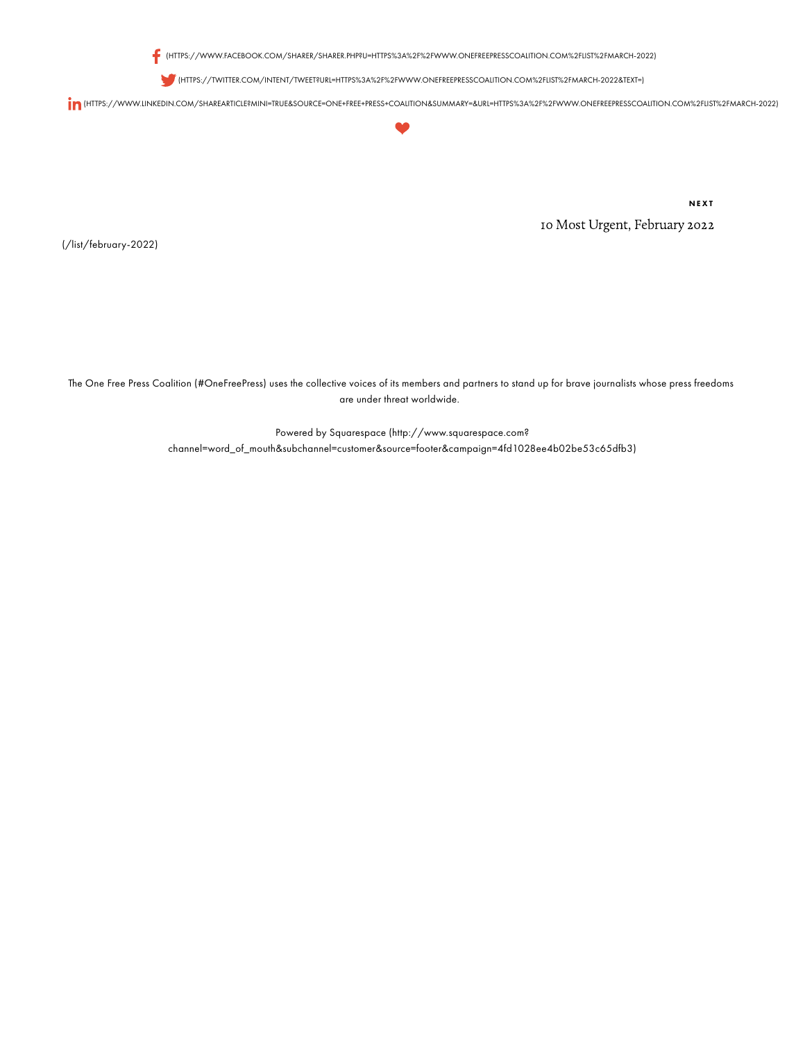(HTTPS://WWW.FACEBOOK.COM/SHARER/SHARER.PHP?U=HTTPS%3A%2F%2FWWW.ONEFREEPRESSCOALITION.COM%2FLIST%2FMARCH-2022)

(HTTPS://TWITTER.COM/INTENT/TWEET?URL=HTTPS%3A%2F%2FWWW.ONEFREEPRESSCOALITION.COM%2FLIST%2FMARCH-2022&TEXT=)

(HTTPS://WWW.LINKEDIN.COM/SHAREARTICLE?MINI=TRUE&SOURCE=ONE+FREE+PRESS+COALITION&SUMMARY=&URL=HTTPS%3A%2F%2FWWW.ONEFREEPRESSCOALITION.COM%2FLIST%2FMARCH-2022)

**NEXT**

10 Most Urgent, February 2022

(/list/february-2022)

The One Free Press Coalition (#OneFreePress) uses the collective voices of its members and partners to stand up for brave journalists whose press freedoms are under threat worldwide.

Powered by Squarespace (http://www.squarespace.com?channel=word_of_mouth&subchannel=customer&source=footer&campaign=4fd1028ee4b02be53c65dfb3)